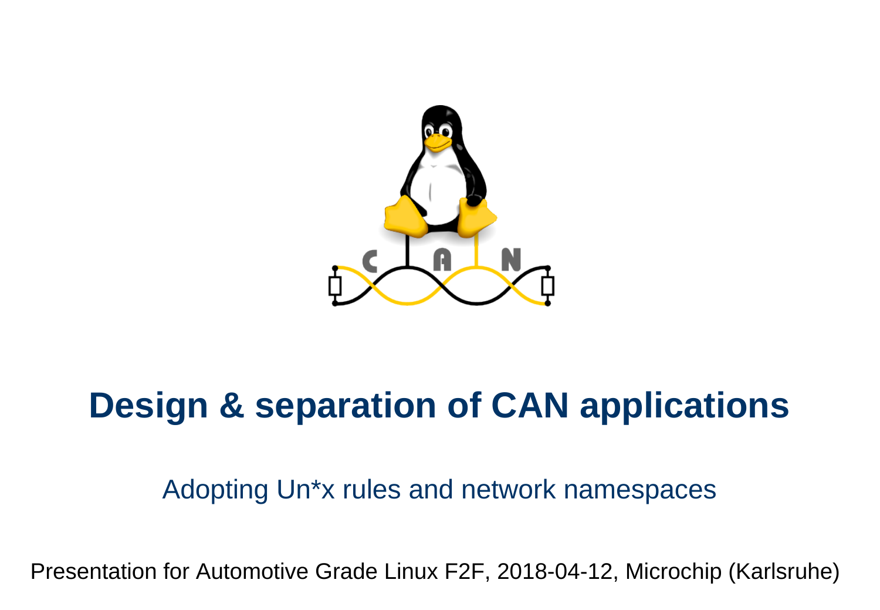# Design & separation of CAN applications

Adopting Un*x rules and network namespaces

Presentation for Automotive Grade Linux F2F, 2018-04-12, Microchip (Karlsruhe)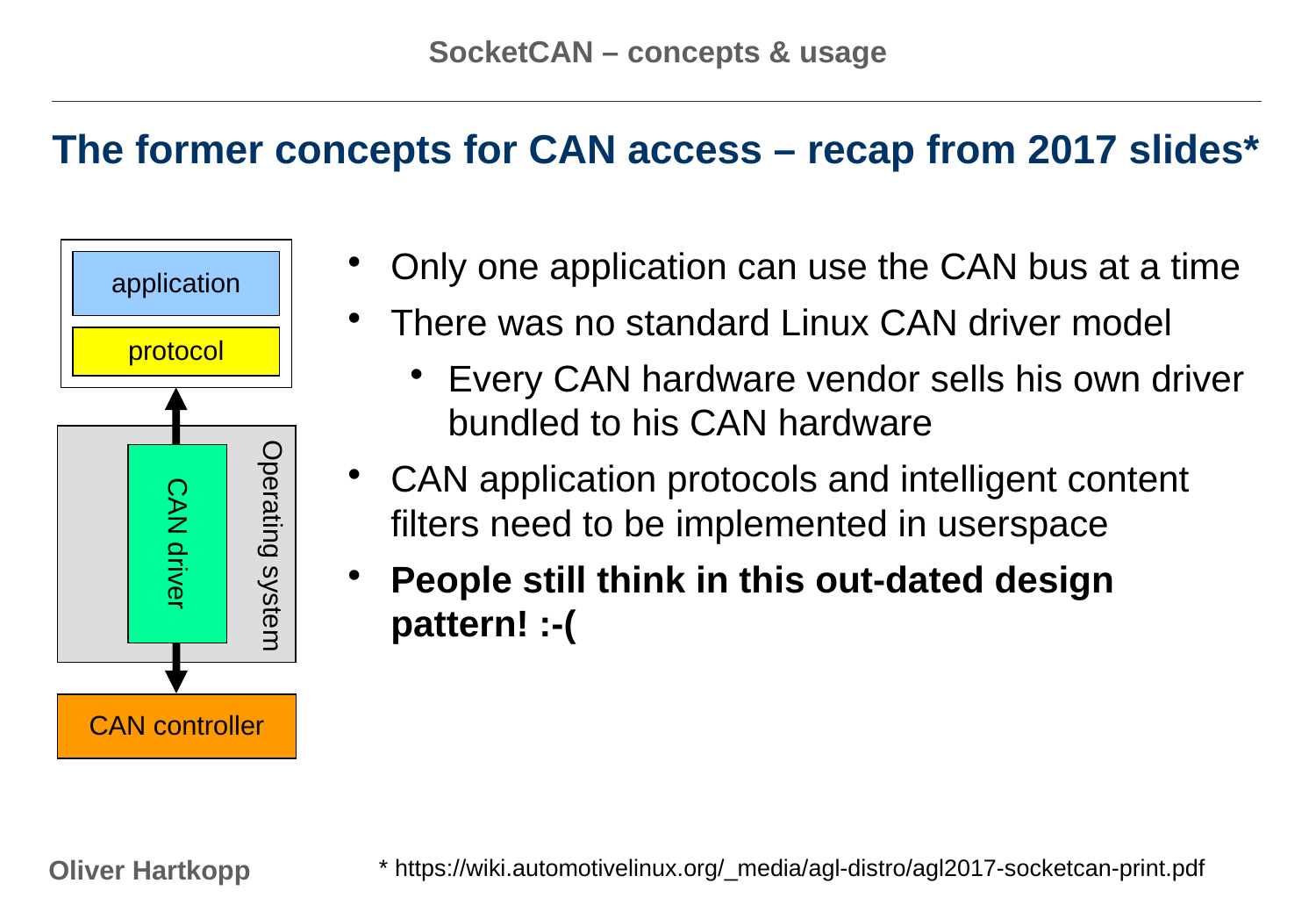## The former concepts for CAN access – recap from 2017 slides*

application

protocol

CAN driver

Operating system

CAN controller

- Only one application can use the CAN bus at a time
- There was no standard Linux CAN driver model
  - Every CAN hardware vendor sells his own driver bundled to his CAN hardware
- CAN application protocols and intelligent content filters need to be implemented in userspace
- **People still think in this out-dated design pattern! :-(**

* https://wiki.automotivelinux.org/_media/agl-distro/agl2017-socketcan-print.pdf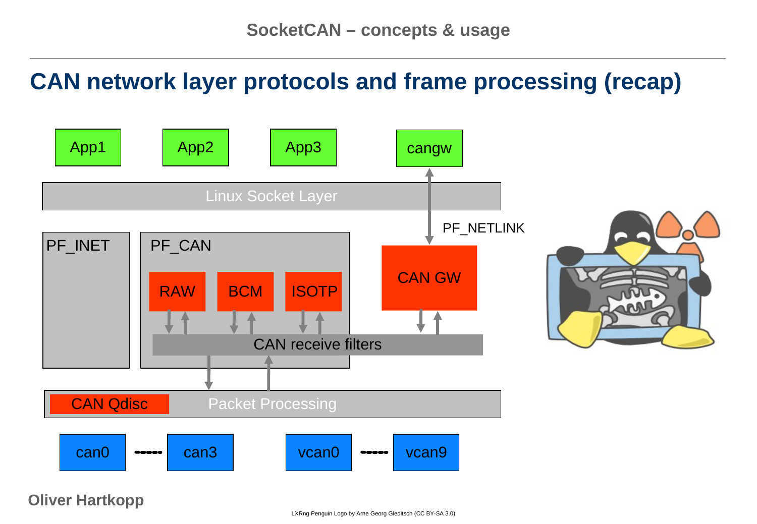## CAN network layer protocols and frame processing (recap)

App1 App2 App3 cangw

Linux Socket Layer

PF_NETLINK

PF_INET

PF_CAN

RAW BCM ISOTP

CAN GW

CAN receive filters

CAN Qdisc Packet Processing

can0 ----- can3 vcan0 ----- vcan9

Oliver Hartkopp

LXRng Penguin Logo by Arne Georg Gleditsch (CC BY-SA 3.0)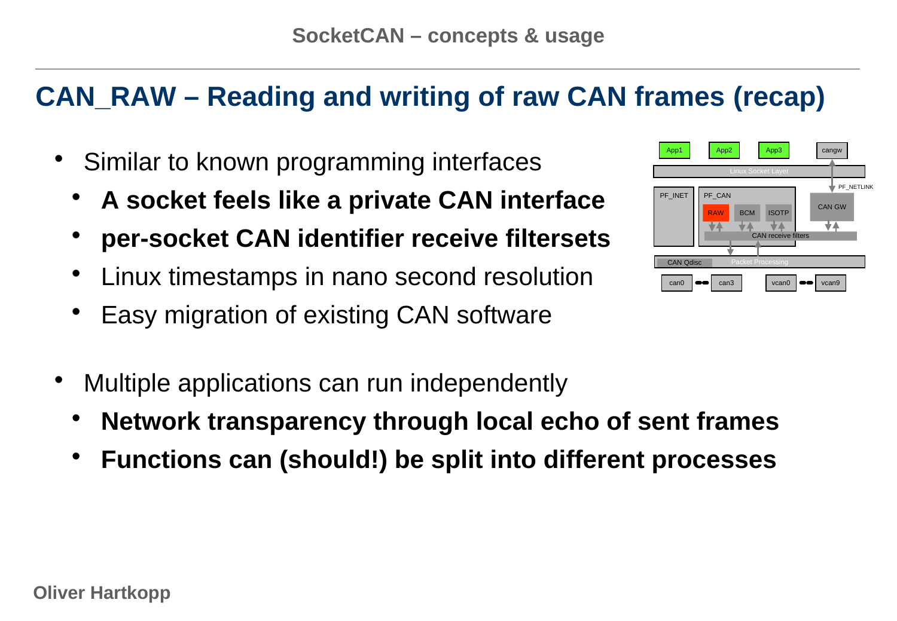# CAN_RAW – Reading and writing of raw CAN frames (recap)

- Similar to known programming interfaces
  - **A socket feels like a private CAN interface**
  - **per-socket CAN identifier receive filtersets**
  - Linux timestamps in nano second resolution
  - Easy migration of existing CAN software
- Multiple applications can run independently
  - **Network transparency through local echo of sent frames**
  - **Functions can (should!) be split into different processes**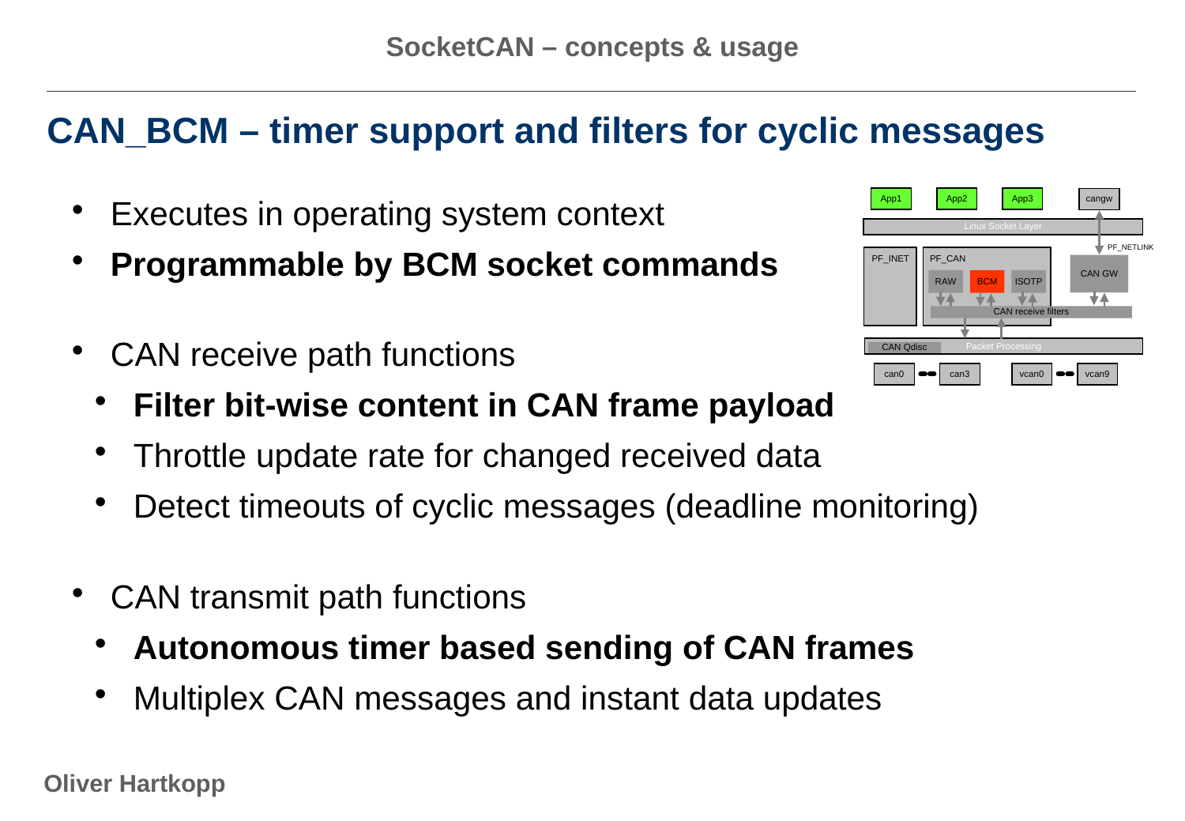# CAN_BCM – timer support and filters for cyclic messages

- Executes in operating system context
- **Programmable by BCM socket commands**

- CAN receive path functions
  - **Filter bit-wise content in CAN frame payload**
  - Throttle update rate for changed received data
  - Detect timeouts of cyclic messages (deadline monitoring)

- CAN transmit path functions
  - **Autonomous timer based sending of CAN frames**
  - Multiplex CAN messages and instant data updates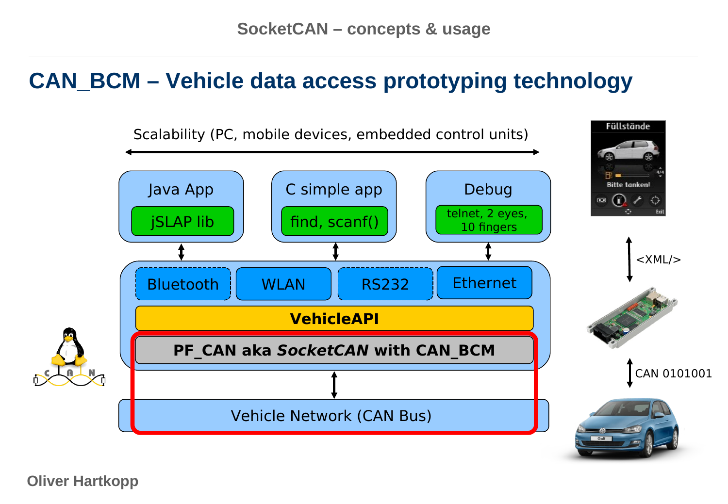# CAN_BCM – Vehicle data access prototyping technology

Scalability (PC, mobile devices, embedded control units)

Java App — jSLAP lib

C simple app — find, scanf()

Debug — telnet, 2 eyes, 10 fingers

Bluetooth | WLAN | RS232 | Ethernet

VehicleAPI

PF_CAN aka *SocketCAN* with CAN_BCM

Vehicle Network (CAN Bus)

Füllstände

Bitte tanken!

Exit

<XML/>

CAN 0101001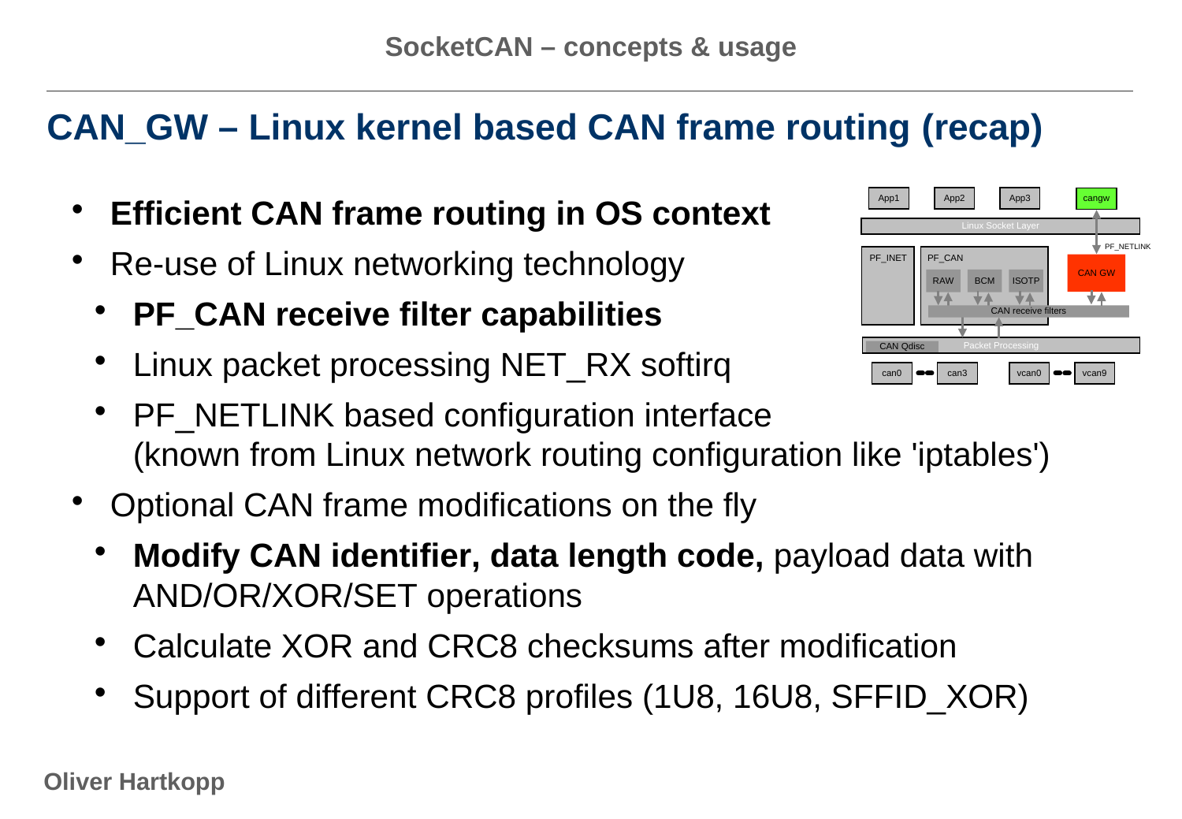# CAN_GW – Linux kernel based CAN frame routing (recap)

- **Efficient CAN frame routing in OS context**
- Re-use of Linux networking technology
  - **PF_CAN receive filter capabilities**
  - Linux packet processing NET_RX softirq
  - PF_NETLINK based configuration interface (known from Linux network routing configuration like 'iptables')
- Optional CAN frame modifications on the fly
  - **Modify CAN identifier, data length code,** payload data with AND/OR/XOR/SET operations
  - Calculate XOR and CRC8 checksums after modification
  - Support of different CRC8 profiles (1U8, 16U8, SFFID_XOR)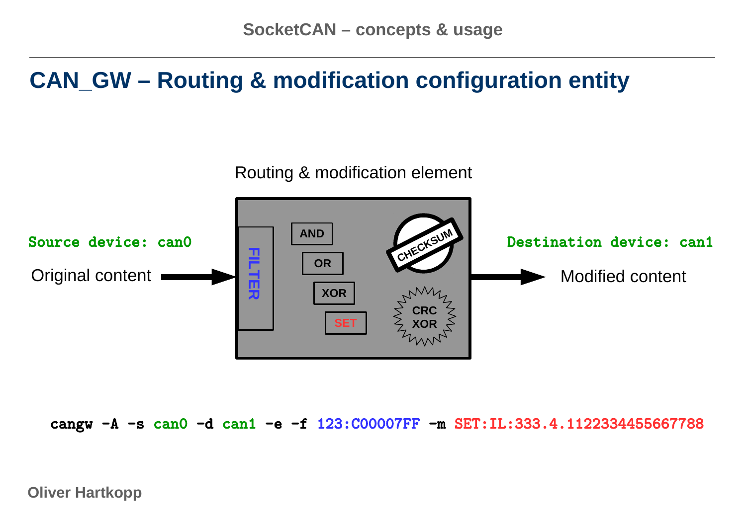## CAN_GW – Routing & modification configuration entity

Routing & modification element

Source device: can0

Original content

FILTER

AND

OR

XOR

SET

CHECKSUM

CRC XOR

Destination device: can1

Modified content

```
cangw -A -s can0 -d can1 -e -f 123:C00007FF -m SET:IL:333.4.1122334455667788
```

Oliver Hartkopp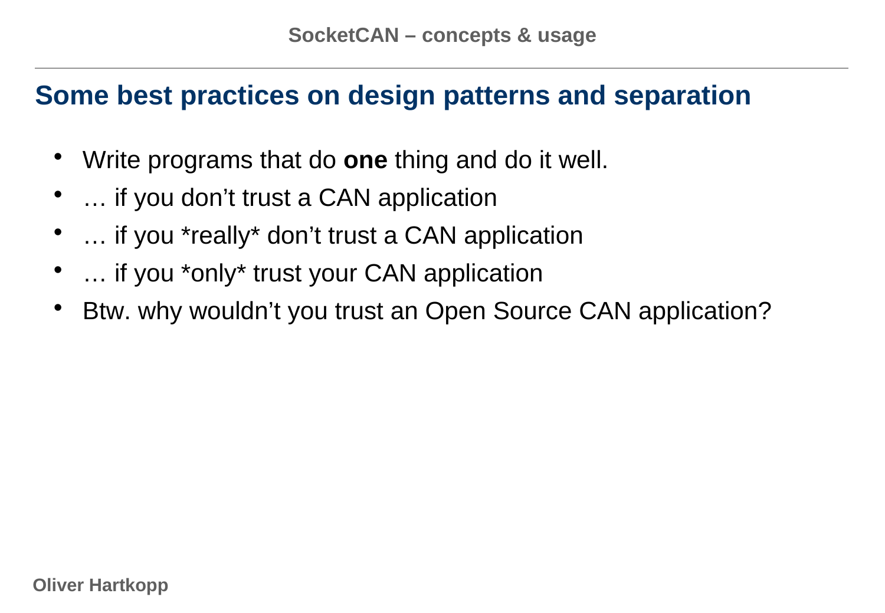## Some best practices on design patterns and separation

- Write programs that do **one** thing and do it well.
- … if you don’t trust a CAN application
- … if you *really* don’t trust a CAN application
- … if you *only* trust your CAN application
- Btw. why wouldn’t you trust an Open Source CAN application?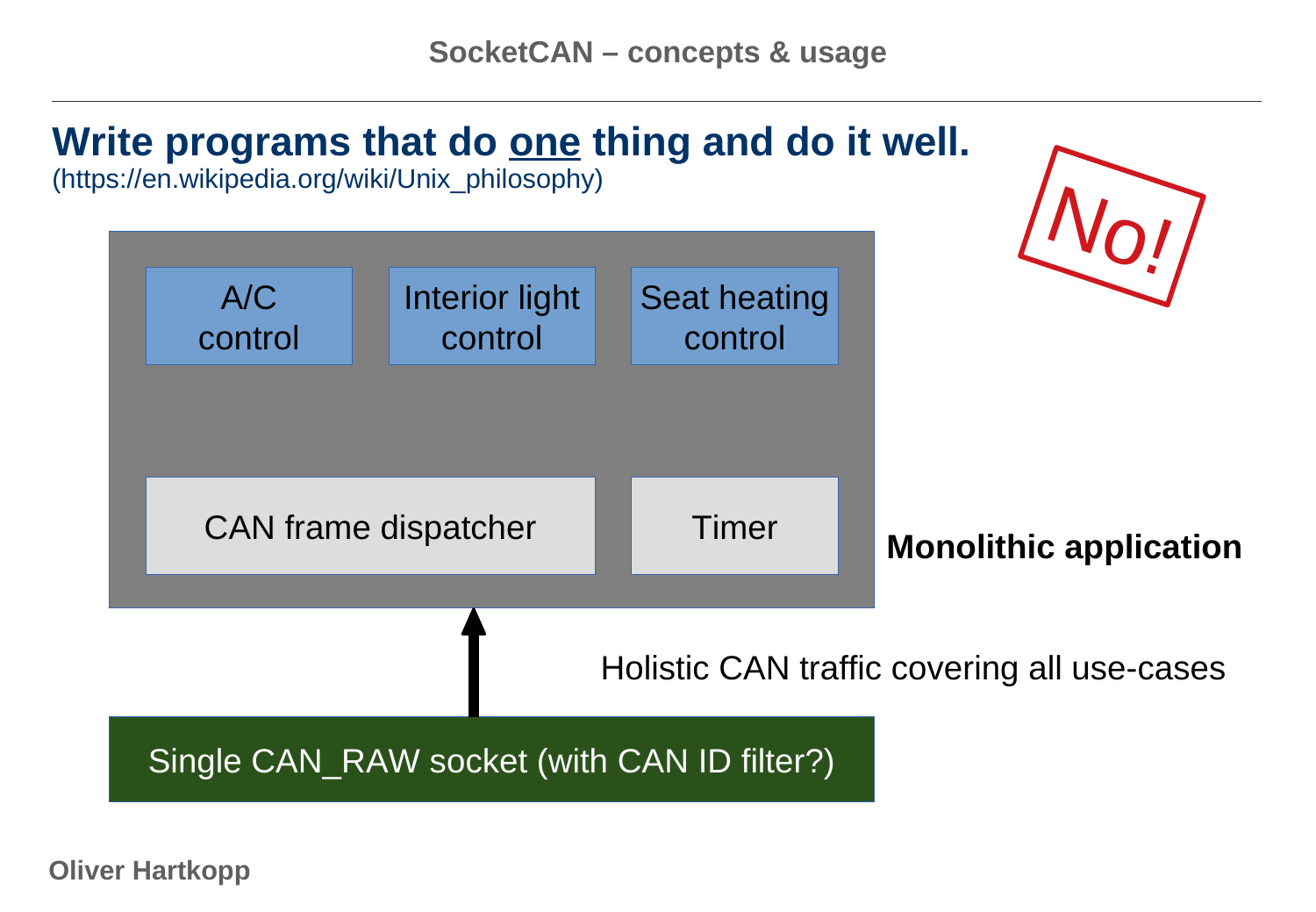# Write programs that do <u>one</u> thing and do it well.

(https://en.wikipedia.org/wiki/Unix_philosophy)

No!

A/C control

Interior light control

Seat heating control

CAN frame dispatcher

Timer

**Monolithic application**

Holistic CAN traffic covering all use-cases

Single CAN_RAW socket (with CAN ID filter?)

Oliver Hartkopp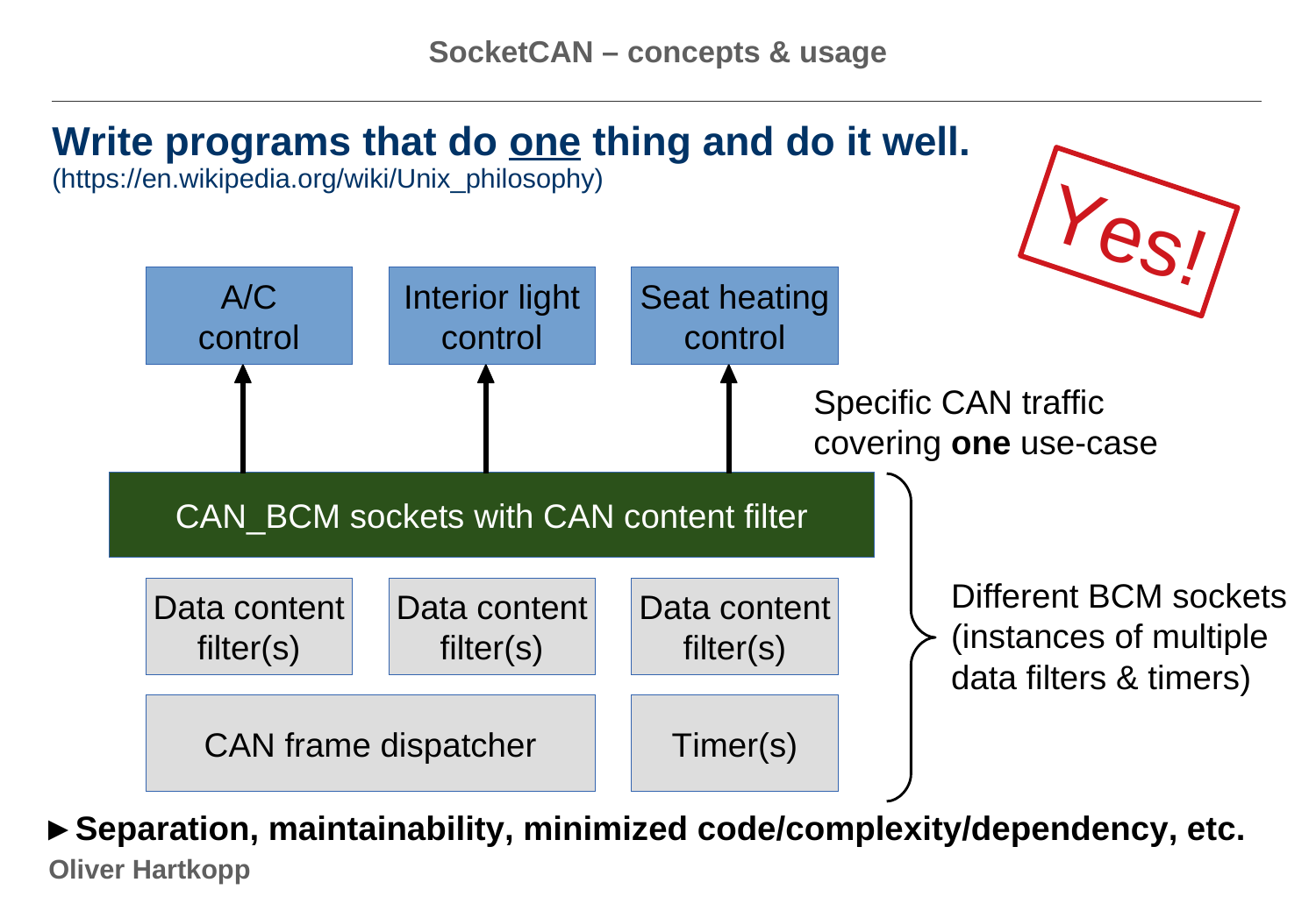## Write programs that do one thing and do it well.

(https://en.wikipedia.org/wiki/Unix_philosophy)

Yes!

A/C control

Interior light control

Seat heating control

Specific CAN traffic covering **one** use-case

CAN_BCM sockets with CAN content filter

Data content filter(s)

Data content filter(s)

Data content filter(s)

CAN frame dispatcher

Timer(s)

Different BCM sockets (instances of multiple data filters & timers)

► **Separation, maintainability, minimized code/complexity/dependency, etc.**

Oliver Hartkopp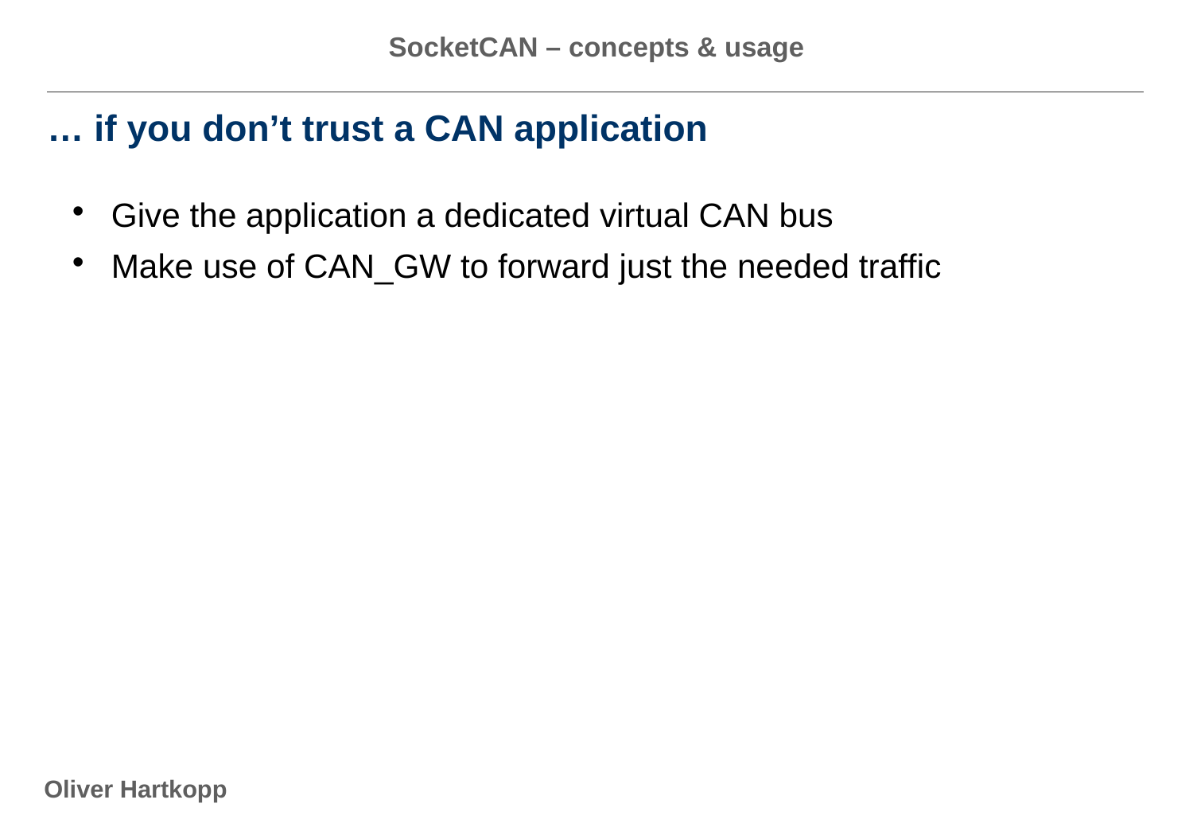## … if you don’t trust a CAN application

- Give the application a dedicated virtual CAN bus
- Make use of CAN_GW to forward just the needed traffic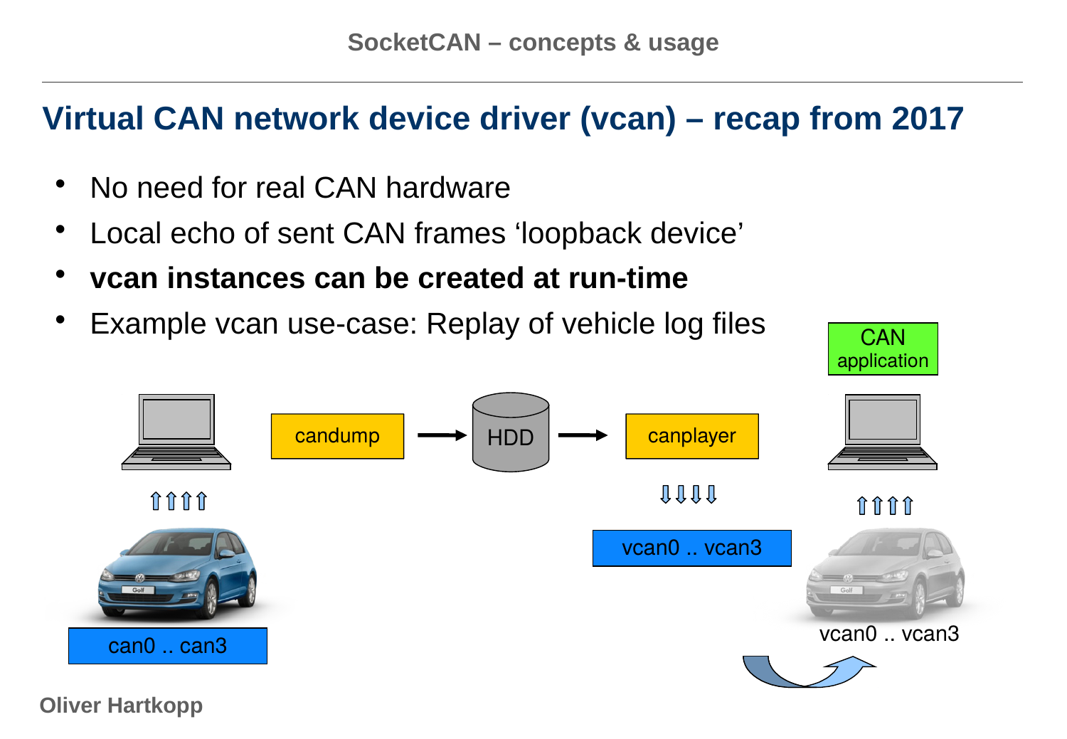# Virtual CAN network device driver (vcan) – recap from 2017

- No need for real CAN hardware
- Local echo of sent CAN frames 'loopback device'
- **vcan instances can be created at run-time**
- Example vcan use-case: Replay of vehicle log files

CAN application

candump → HDD → canplayer

can0 .. can3

vcan0 .. vcan3

vcan0 .. vcan3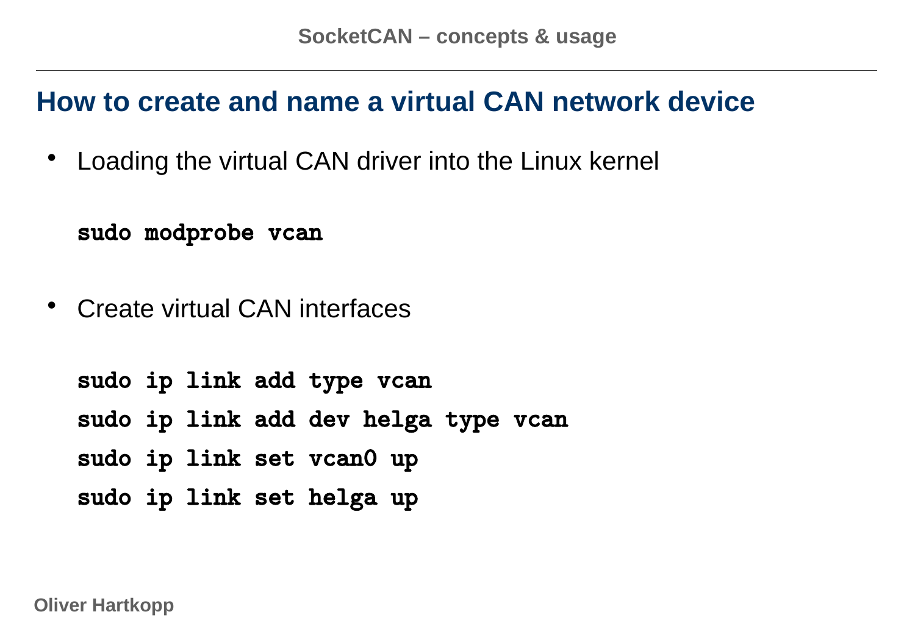## How to create and name a virtual CAN network device

- Loading the virtual CAN driver into the Linux kernel

```
sudo modprobe vcan
```

- Create virtual CAN interfaces

```
sudo ip link add type vcan
sudo ip link add dev helga type vcan
sudo ip link set vcan0 up
sudo ip link set helga up
```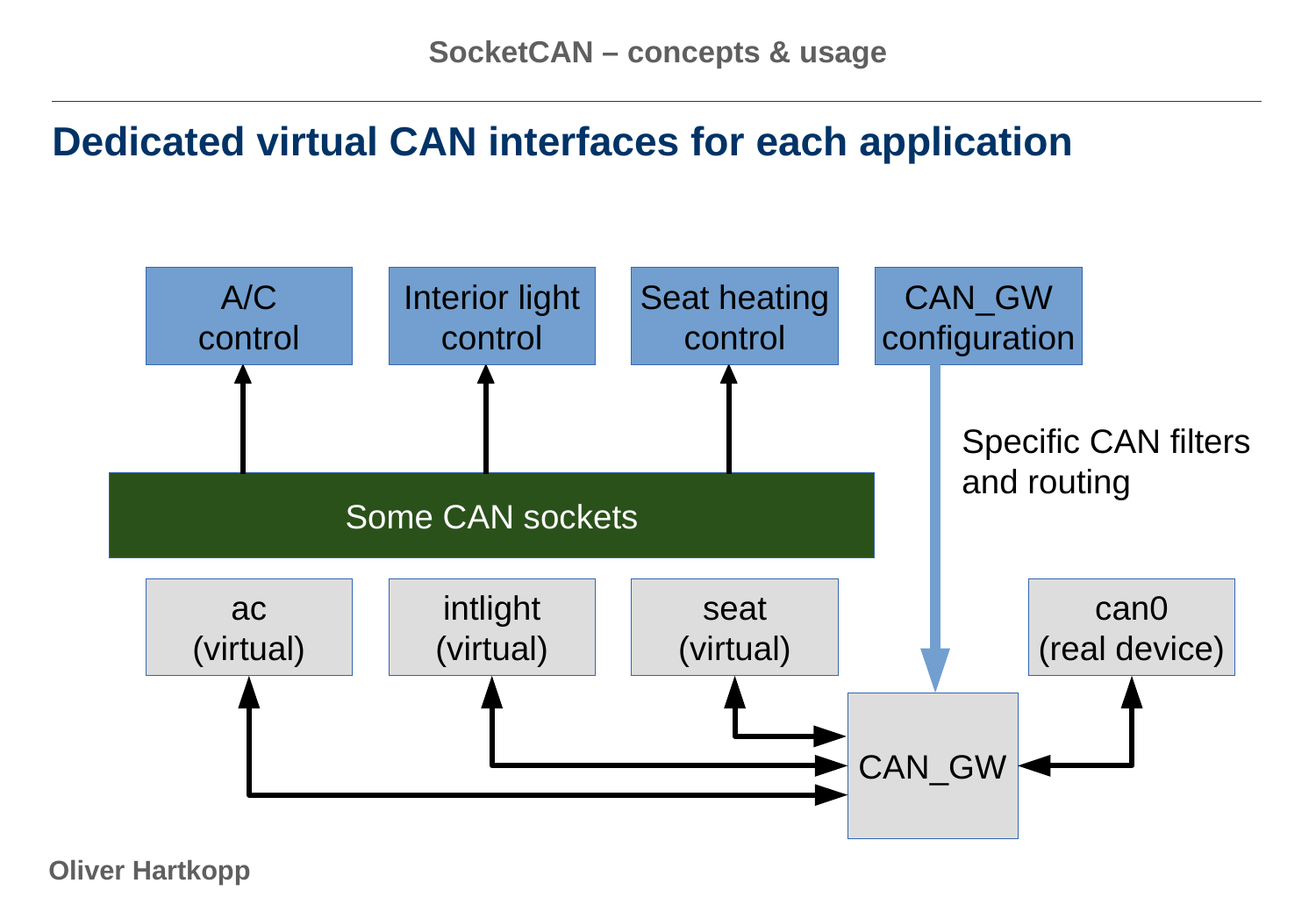## Dedicated virtual CAN interfaces for each application

A/C control

Interior light control

Seat heating control

CAN_GW configuration

Specific CAN filters and routing

Some CAN sockets

ac (virtual)

intlight (virtual)

seat (virtual)

can0 (real device)

CAN_GW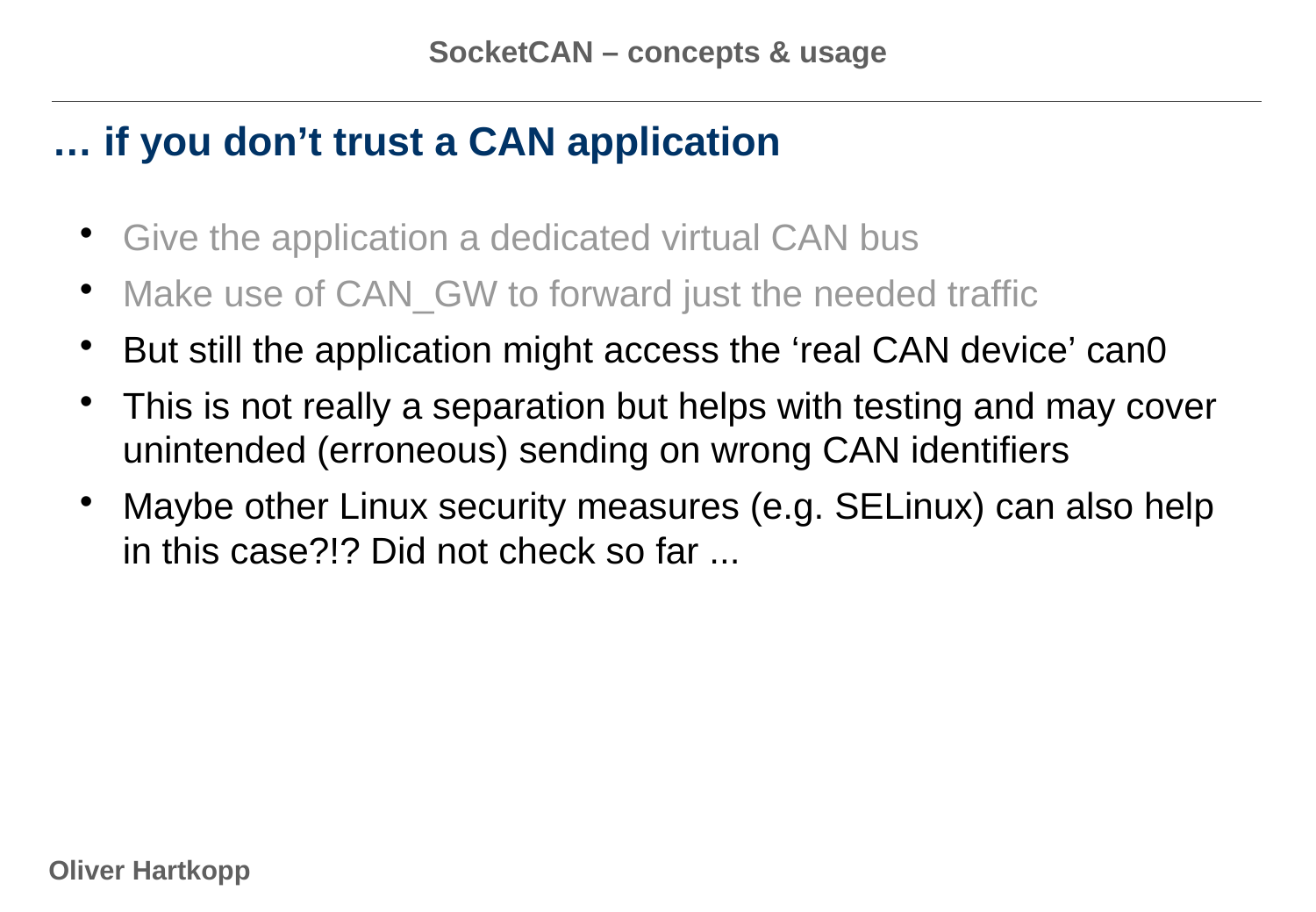# … if you don’t trust a CAN application

- Give the application a dedicated virtual CAN bus
- Make use of CAN_GW to forward just the needed traffic
- But still the application might access the ‘real CAN device’ can0
- This is not really a separation but helps with testing and may cover unintended (erroneous) sending on wrong CAN identifiers
- Maybe other Linux security measures (e.g. SELinux) can also help in this case?!? Did not check so far ...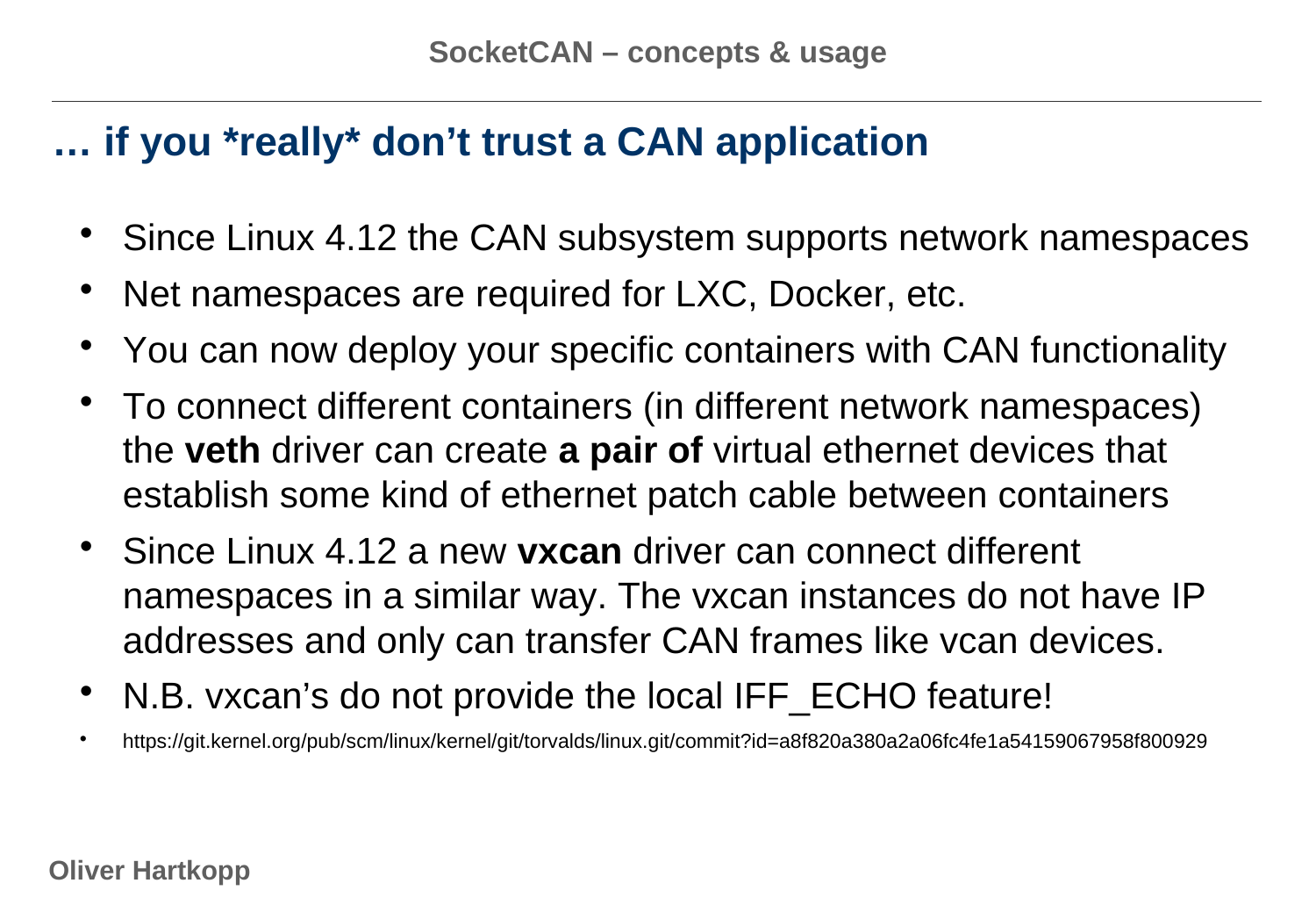## … if you *really* don't trust a CAN application

- Since Linux 4.12 the CAN subsystem supports network namespaces
- Net namespaces are required for LXC, Docker, etc.
- You can now deploy your specific containers with CAN functionality
- To connect different containers (in different network namespaces) the **veth** driver can create **a pair of** virtual ethernet devices that establish some kind of ethernet patch cable between containers
- Since Linux 4.12 a new **vxcan** driver can connect different namespaces in a similar way. The vxcan instances do not have IP addresses and only can transfer CAN frames like vcan devices.
- N.B. vxcan's do not provide the local IFF_ECHO feature!
- https://git.kernel.org/pub/scm/linux/kernel/git/torvalds/linux.git/commit?id=a8f820a380a2a06fc4fe1a54159067958f800929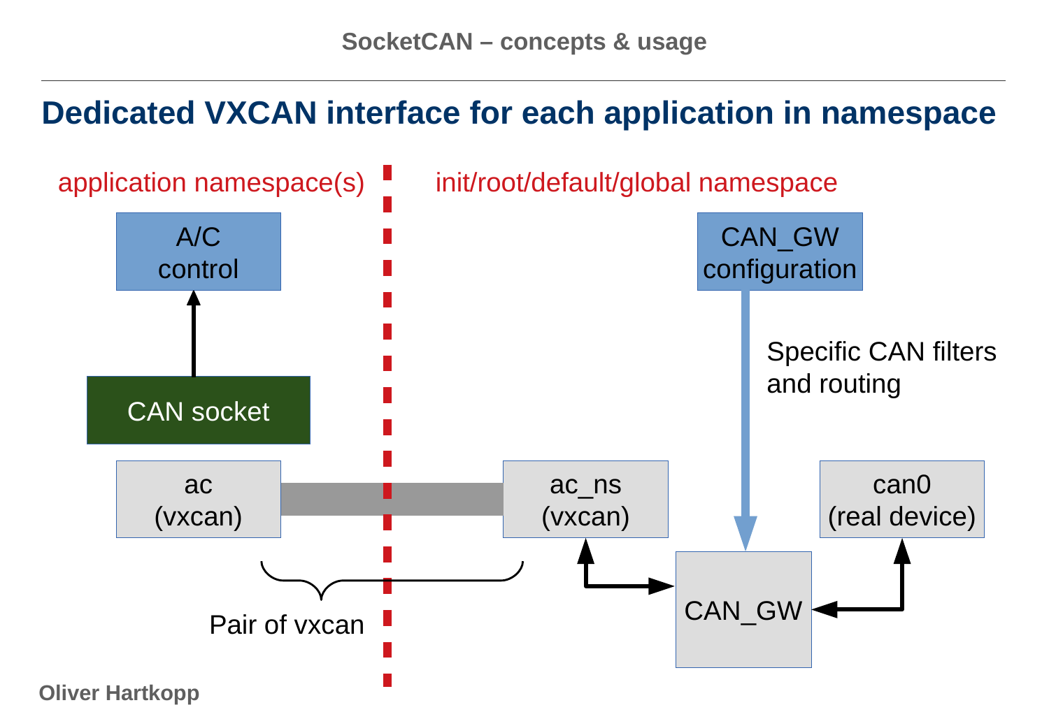# Dedicated VXCAN interface for each application in namespace

application namespace(s)

init/root/default/global namespace

A/C control

CAN socket

ac (vxcan)

Pair of vxcan

ac_ns (vxcan)

CAN_GW configuration

Specific CAN filters and routing

CAN_GW

can0 (real device)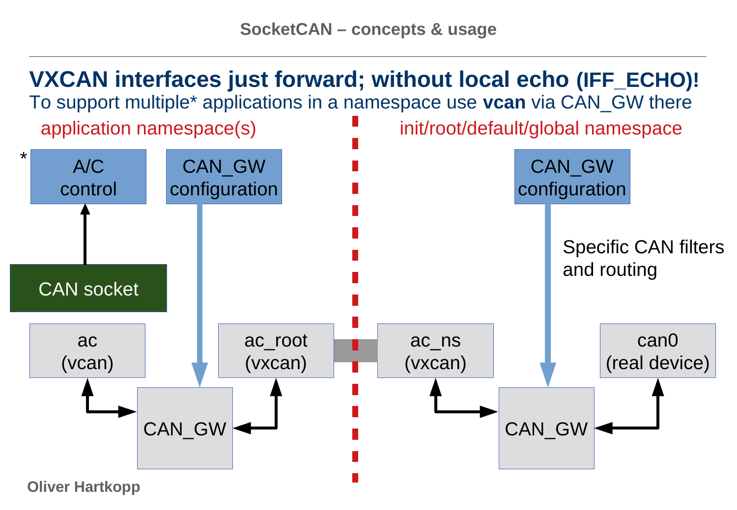## VXCAN interfaces just forward; without local echo (IFF_ECHO)!

To support multiple* applications in a namespace use **vcan** via CAN_GW there

application namespace(s)

init/root/default/global namespace

\* A/C control

CAN_GW configuration

CAN socket

ac (vcan)

CAN_GW

ac_root (vxcan)

ac_ns (vxcan)

CAN_GW configuration

Specific CAN filters and routing

CAN_GW

can0 (real device)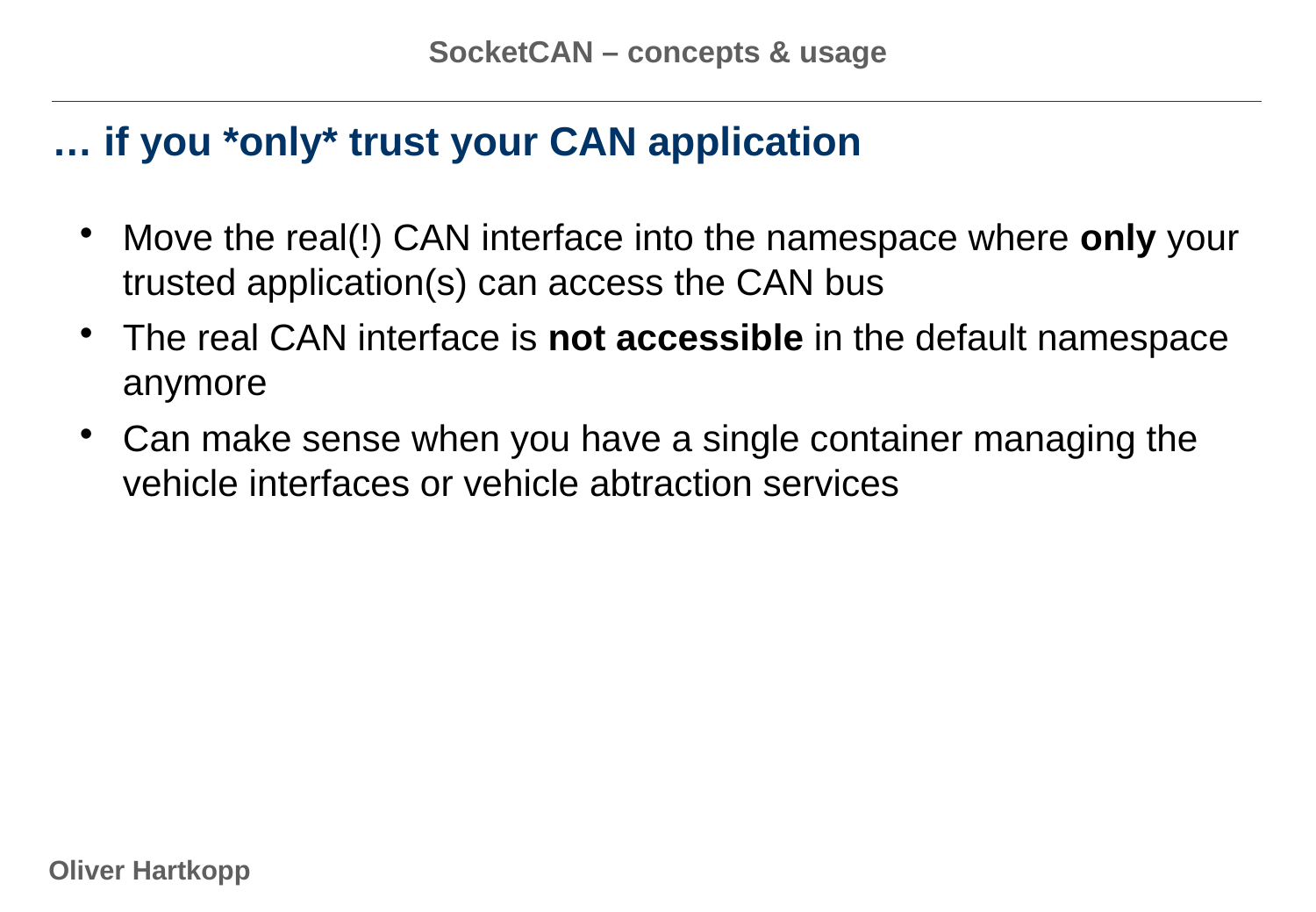## … if you *only* trust your CAN application

- Move the real(!) CAN interface into the namespace where **only** your trusted application(s) can access the CAN bus
- The real CAN interface is **not accessible** in the default namespace anymore
- Can make sense when you have a single container managing the vehicle interfaces or vehicle abtraction services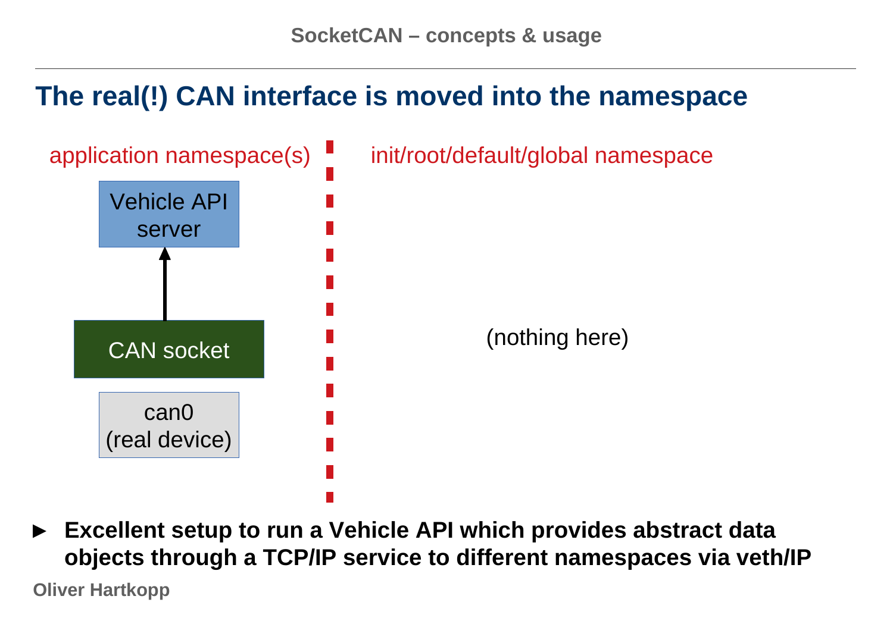# The real(!) CAN interface is moved into the namespace

application namespace(s)

Vehicle API server

CAN socket

can0 (real device)

init/root/default/global namespace

(nothing here)

- **Excellent setup to run a Vehicle API which provides abstract data objects through a TCP/IP service to different namespaces via veth/IP**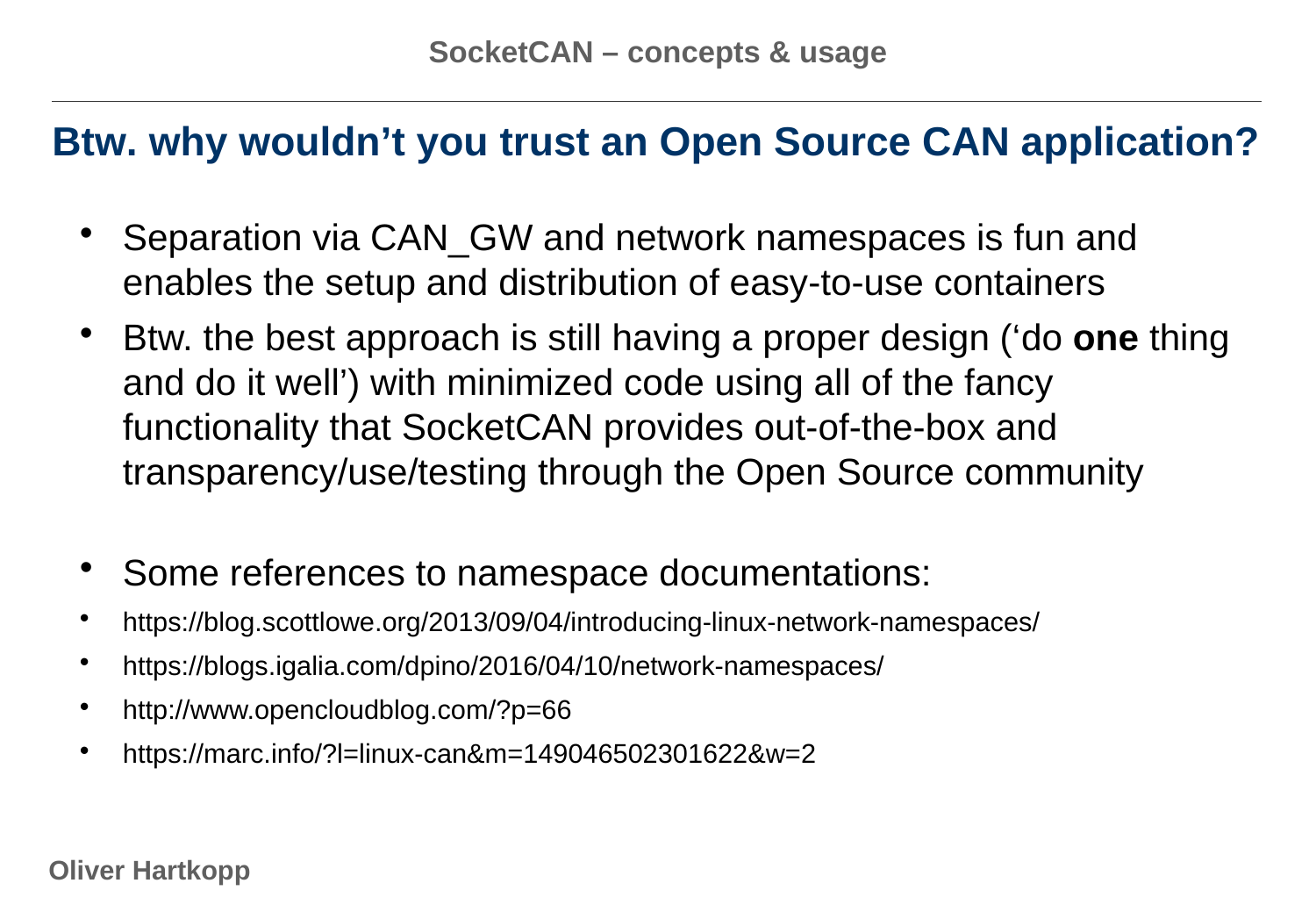## Btw. why wouldn't you trust an Open Source CAN application?

- Separation via CAN_GW and network namespaces is fun and enables the setup and distribution of easy-to-use containers
- Btw. the best approach is still having a proper design ('do **one** thing and do it well') with minimized code using all of the fancy functionality that SocketCAN provides out-of-the-box and transparency/use/testing through the Open Source community

- Some references to namespace documentations:
- https://blog.scottlowe.org/2013/09/04/introducing-linux-network-namespaces/
- https://blogs.igalia.com/dpino/2016/04/10/network-namespaces/
- http://www.opencloudblog.com/?p=66
- https://marc.info/?l=linux-can&m=149046502301622&w=2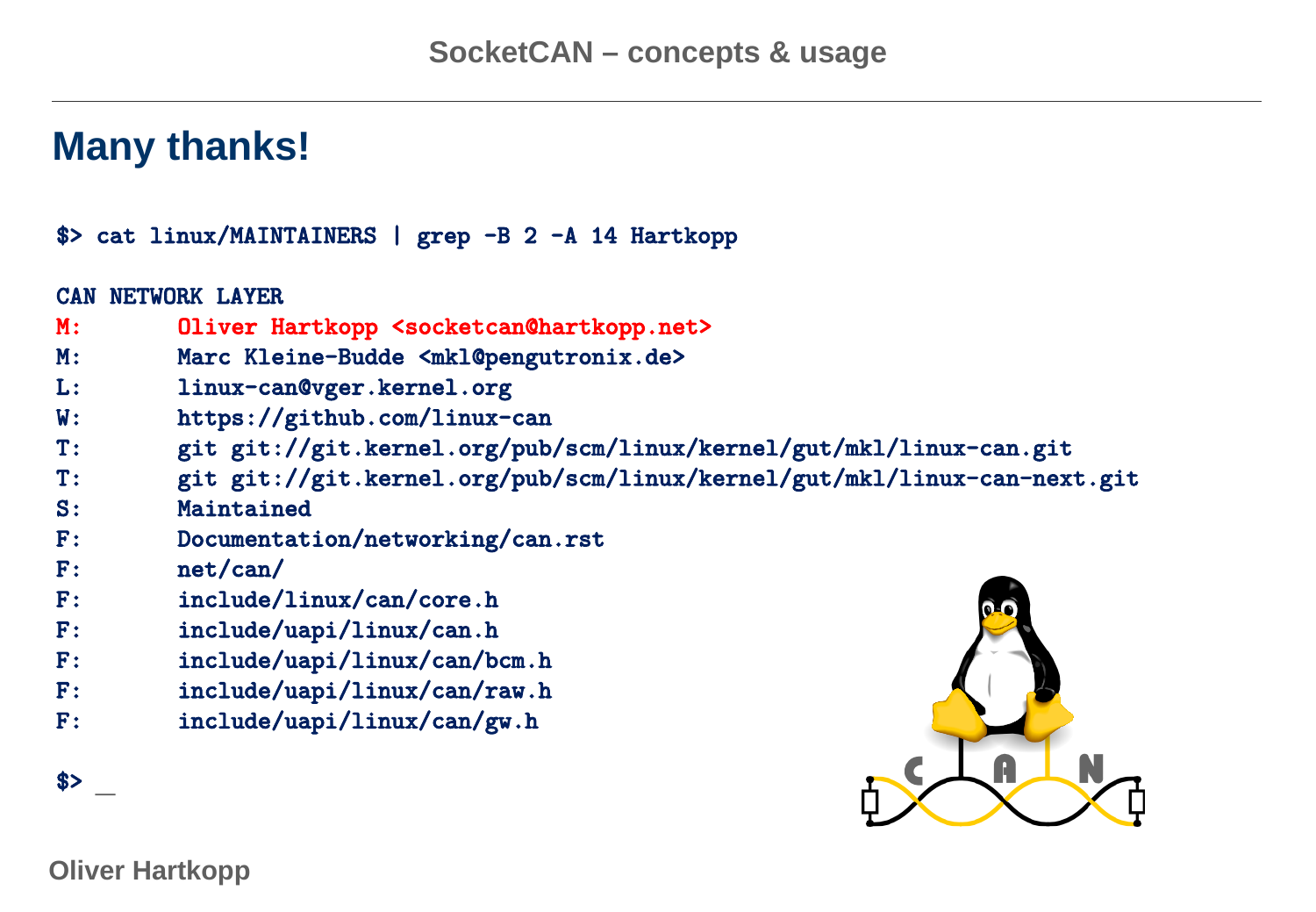## Many thanks!

```
$> cat linux/MAINTAINERS | grep -B 2 -A 14 Hartkopp

CAN NETWORK LAYER
M:      Oliver Hartkopp <socketcan@hartkopp.net>
M:      Marc Kleine-Budde <mkl@pengutronix.de>
L:      linux-can@vger.kernel.org
W:      https://github.com/linux-can
T:      git git://git.kernel.org/pub/scm/linux/kernel/gut/mkl/linux-can.git
T:      git git://git.kernel.org/pub/scm/linux/kernel/gut/mkl/linux-can-next.git
S:      Maintained
F:      Documentation/networking/can.rst
F:      net/can/
F:      include/linux/can/core.h
F:      include/uapi/linux/can.h
F:      include/uapi/linux/can/bcm.h
F:      include/uapi/linux/can/raw.h
F:      include/uapi/linux/can/gw.h

$> _
```

Oliver Hartkopp